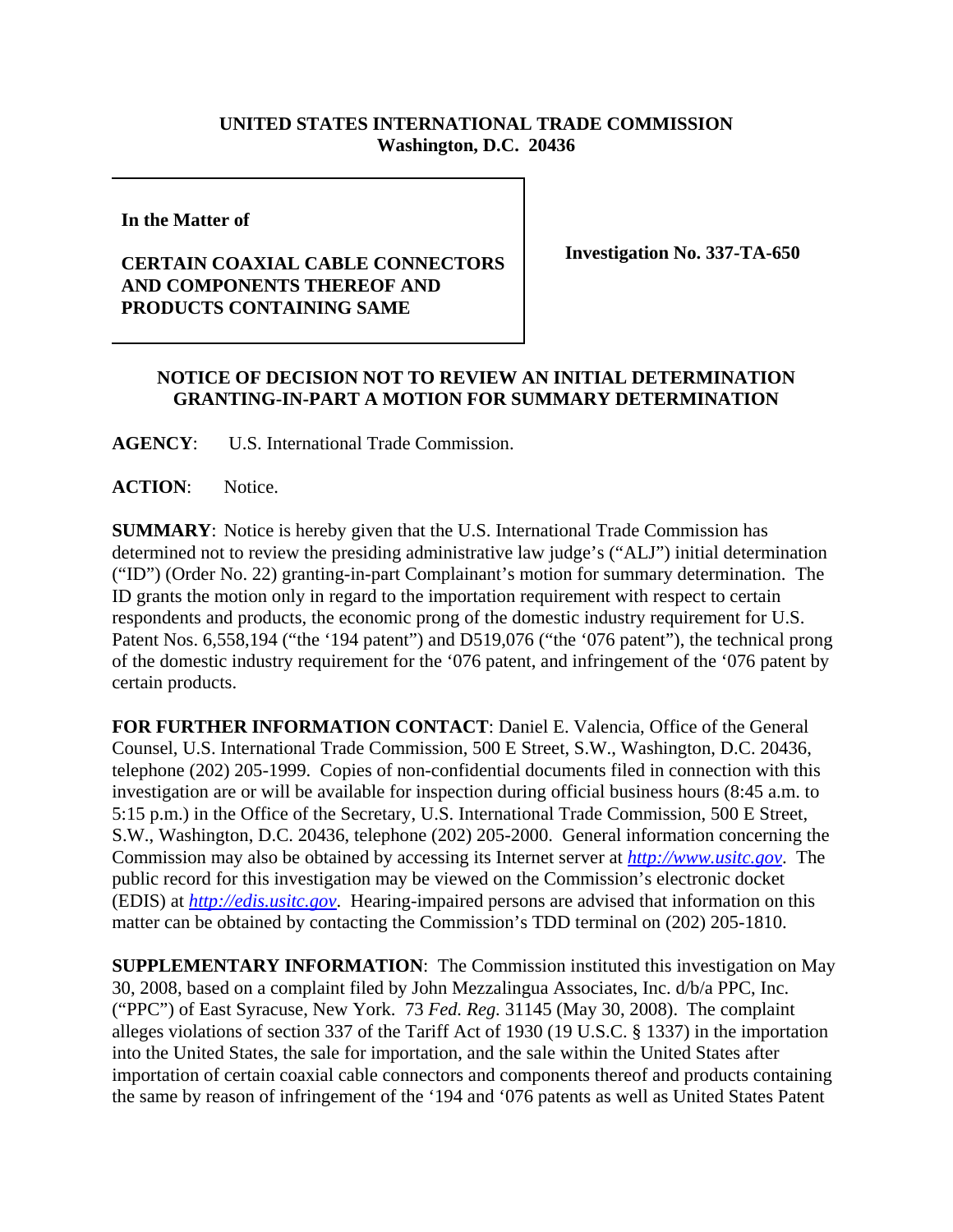**UNITED STATES INTERNATIONAL TRADE COMMISSION**
**Washington, D.C. 20436**

**In the Matter of**

**CERTAIN COAXIAL CABLE CONNECTORS AND COMPONENTS THEREOF AND PRODUCTS CONTAINING SAME**

**Investigation No. 337-TA-650**

**NOTICE OF DECISION NOT TO REVIEW AN INITIAL DETERMINATION GRANTING-IN-PART A MOTION FOR SUMMARY DETERMINATION**

**AGENCY**: U.S. International Trade Commission.

**ACTION**: Notice.

**SUMMARY**: Notice is hereby given that the U.S. International Trade Commission has determined not to review the presiding administrative law judge's ("ALJ") initial determination ("ID") (Order No. 22) granting-in-part Complainant's motion for summary determination. The ID grants the motion only in regard to the importation requirement with respect to certain respondents and products, the economic prong of the domestic industry requirement for U.S. Patent Nos. 6,558,194 ("the '194 patent") and D519,076 ("the '076 patent"), the technical prong of the domestic industry requirement for the '076 patent, and infringement of the '076 patent by certain products.

**FOR FURTHER INFORMATION CONTACT**: Daniel E. Valencia, Office of the General Counsel, U.S. International Trade Commission, 500 E Street, S.W., Washington, D.C. 20436, telephone (202) 205-1999. Copies of non-confidential documents filed in connection with this investigation are or will be available for inspection during official business hours (8:45 a.m. to 5:15 p.m.) in the Office of the Secretary, U.S. International Trade Commission, 500 E Street, S.W., Washington, D.C. 20436, telephone (202) 205-2000. General information concerning the Commission may also be obtained by accessing its Internet server at *http://www.usitc.gov*. The public record for this investigation may be viewed on the Commission's electronic docket (EDIS) at *http://edis.usitc.gov*. Hearing-impaired persons are advised that information on this matter can be obtained by contacting the Commission's TDD terminal on (202) 205-1810.

**SUPPLEMENTARY INFORMATION**: The Commission instituted this investigation on May 30, 2008, based on a complaint filed by John Mezzalingua Associates, Inc. d/b/a PPC, Inc. ("PPC") of East Syracuse, New York. 73 *Fed. Reg.* 31145 (May 30, 2008). The complaint alleges violations of section 337 of the Tariff Act of 1930 (19 U.S.C. § 1337) in the importation into the United States, the sale for importation, and the sale within the United States after importation of certain coaxial cable connectors and components thereof and products containing the same by reason of infringement of the '194 and '076 patents as well as United States Patent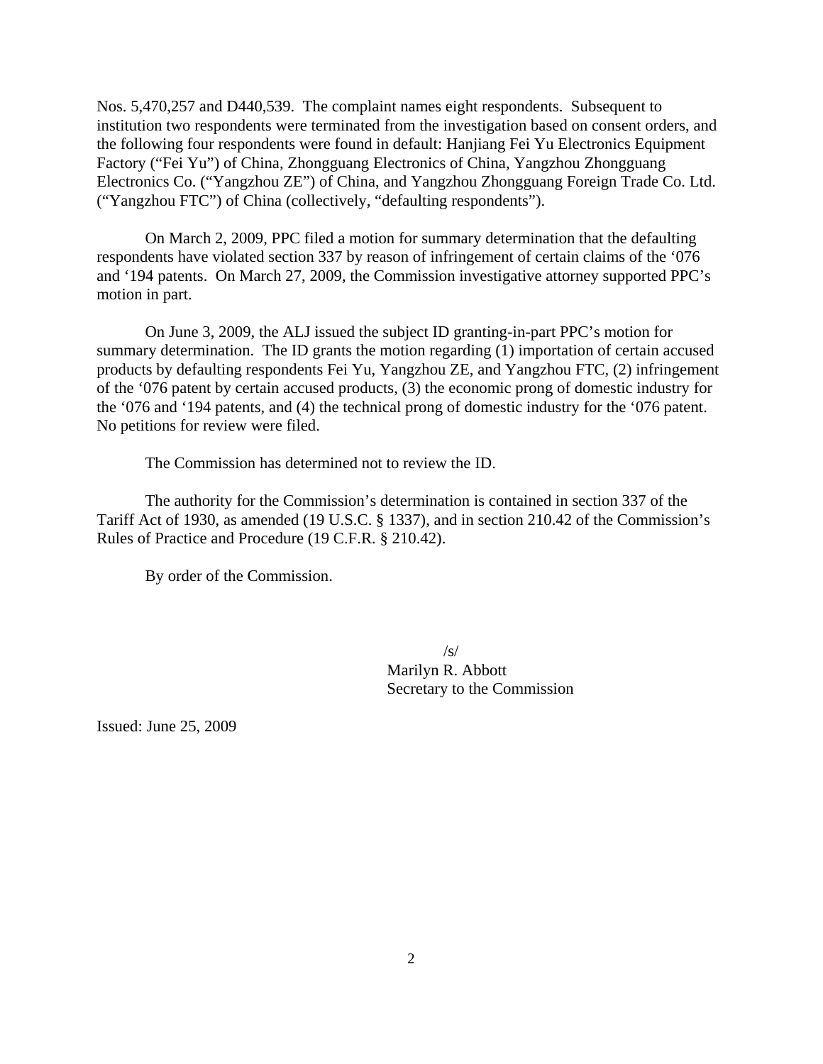Nos. 5,470,257 and D440,539. The complaint names eight respondents. Subsequent to institution two respondents were terminated from the investigation based on consent orders, and the following four respondents were found in default: Hanjiang Fei Yu Electronics Equipment Factory ("Fei Yu") of China, Zhongguang Electronics of China, Yangzhou Zhongguang Electronics Co. ("Yangzhou ZE") of China, and Yangzhou Zhongguang Foreign Trade Co. Ltd. ("Yangzhou FTC") of China (collectively, "defaulting respondents").

On March 2, 2009, PPC filed a motion for summary determination that the defaulting respondents have violated section 337 by reason of infringement of certain claims of the '076 and '194 patents. On March 27, 2009, the Commission investigative attorney supported PPC's motion in part.

On June 3, 2009, the ALJ issued the subject ID granting-in-part PPC's motion for summary determination. The ID grants the motion regarding (1) importation of certain accused products by defaulting respondents Fei Yu, Yangzhou ZE, and Yangzhou FTC, (2) infringement of the '076 patent by certain accused products, (3) the economic prong of domestic industry for the '076 and '194 patents, and (4) the technical prong of domestic industry for the '076 patent. No petitions for review were filed.

The Commission has determined not to review the ID.

The authority for the Commission's determination is contained in section 337 of the Tariff Act of 1930, as amended (19 U.S.C. § 1337), and in section 210.42 of the Commission's Rules of Practice and Procedure (19 C.F.R. § 210.42).

By order of the Commission.

/s/
Marilyn R. Abbott
Secretary to the Commission

Issued: June 25, 2009